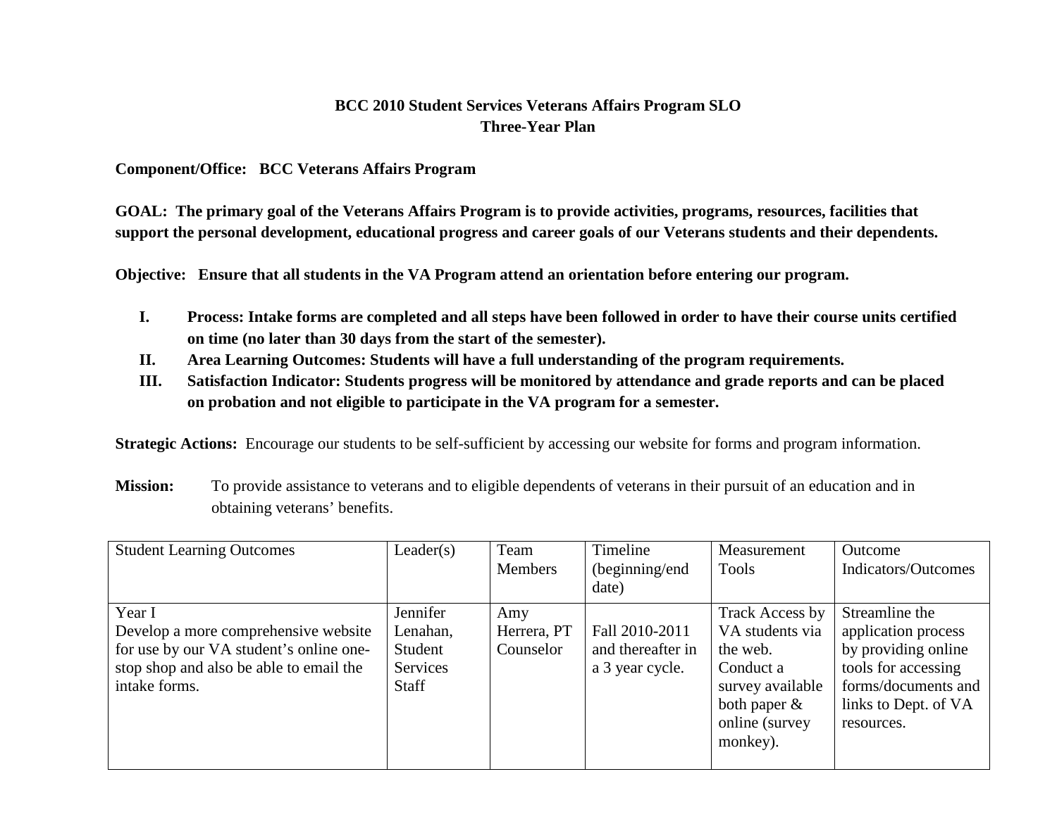**BCC 2010 Student Services Veterans Affairs Program SLO**
**Three-Year Plan**

**Component/Office: BCC Veterans Affairs Program**

**GOAL: The primary goal of the Veterans Affairs Program is to provide activities, programs, resources, facilities that support the personal development, educational progress and career goals of our Veterans students and their dependents.**

**Objective: Ensure that all students in the VA Program attend an orientation before entering our program.**

I. **Process: Intake forms are completed and all steps have been followed in order to have their course units certified on time (no later than 30 days from the start of the semester).**
II. **Area Learning Outcomes: Students will have a full understanding of the program requirements.**
III. **Satisfaction Indicator: Students progress will be monitored by attendance and grade reports and can be placed on probation and not eligible to participate in the VA program for a semester.**

**Strategic Actions:** Encourage our students to be self-sufficient by accessing our website for forms and program information.

**Mission:** To provide assistance to veterans and to eligible dependents of veterans in their pursuit of an education and in obtaining veterans' benefits.

| Student Learning Outcomes | Leader(s) | Team Members | Timeline (beginning/end date) | Measurement Tools | Outcome Indicators/Outcomes |
|---|---|---|---|---|---|
| Year I<br>Develop a more comprehensive website for use by our VA student's online one-stop shop and also be able to email the intake forms. | Jennifer Lenahan, Student Services Staff | Amy Herrera, PT Counselor | Fall 2010-2011 and thereafter in a 3 year cycle. | Track Access by VA students via the web. Conduct a survey available both paper & online (survey monkey). | Streamline the application process by providing online tools for accessing forms/documents and links to Dept. of VA resources. |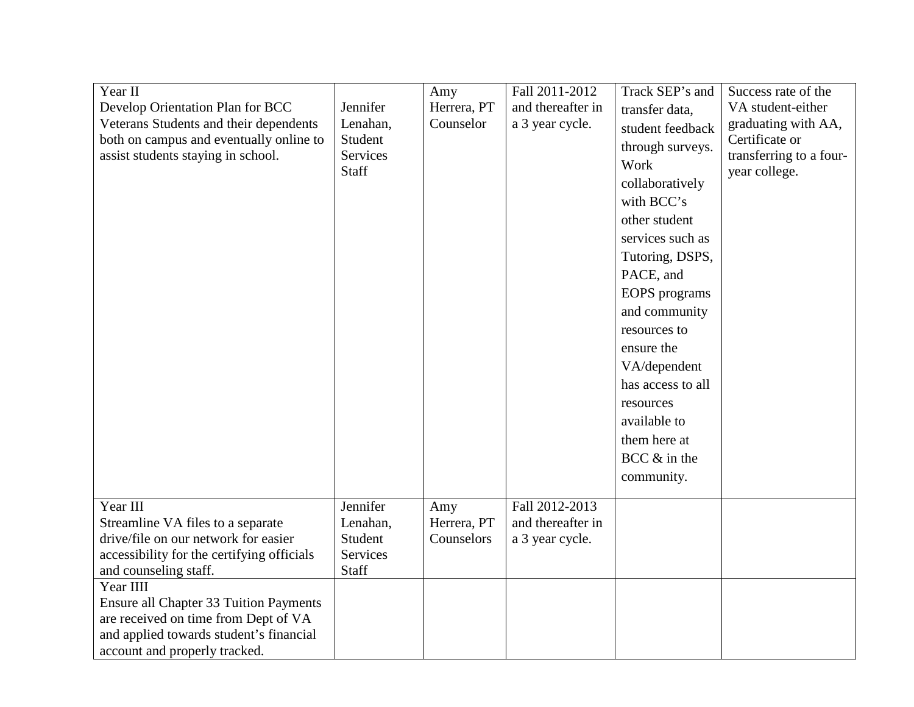| | | | | | |
|---|---|---|---|---|---|
| Year II<br>Develop Orientation Plan for BCC Veterans Students and their dependents both on campus and eventually online to assist students staying in school. | Jennifer Lenahan, Student Services Staff | Amy Herrera, PT Counselor | Fall 2011-2012 and thereafter in a 3 year cycle. | Track SEP's and transfer data, student feedback through surveys. Work collaboratively with BCC's other student services such as Tutoring, DSPS, PACE, and EOPS programs and community resources to ensure the VA/dependent has access to all resources available to them here at BCC & in the community. | Success rate of the VA student-either graduating with AA, Certificate or transferring to a four-year college. |
| Year III<br>Streamline VA files to a separate drive/file on our network for easier accessibility for the certifying officials and counseling staff. | Jennifer Lenahan, Student Services Staff | Amy Herrera, PT Counselors | Fall 2012-2013 and thereafter in a 3 year cycle. | | |
| Year IIII<br>Ensure all Chapter 33 Tuition Payments are received on time from Dept of VA and applied towards student's financial account and properly tracked. | | | | | |